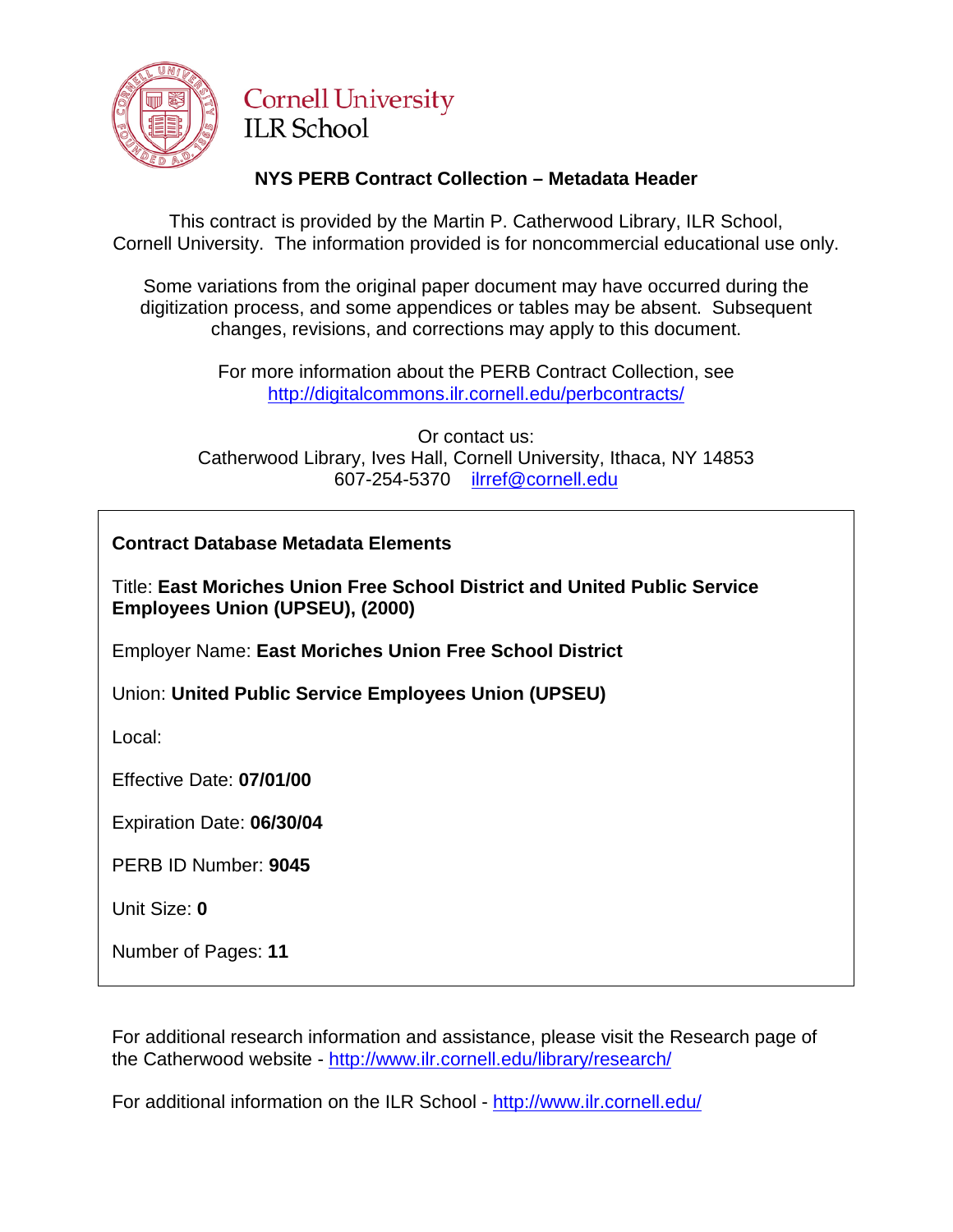Cornell University
ILR School

## NYS PERB Contract Collection – Metadata Header

This contract is provided by the Martin P. Catherwood Library, ILR School, Cornell University. The information provided is for noncommercial educational use only.

Some variations from the original paper document may have occurred during the digitization process, and some appendices or tables may be absent. Subsequent changes, revisions, and corrections may apply to this document.

For more information about the PERB Contract Collection, see http://digitalcommons.ilr.cornell.edu/perbcontracts/

Or contact us:
Catherwood Library, Ives Hall, Cornell University, Ithaca, NY 14853
607-254-5370 ilrref@cornell.edu

**Contract Database Metadata Elements**

Title: **East Moriches Union Free School District and United Public Service Employees Union (UPSEU), (2000)**

Employer Name: **East Moriches Union Free School District**

Union: **United Public Service Employees Union (UPSEU)**

Local:

Effective Date: **07/01/00**

Expiration Date: **06/30/04**

PERB ID Number: **9045**

Unit Size: **0**

Number of Pages: **11**

For additional research information and assistance, please visit the Research page of the Catherwood website - http://www.ilr.cornell.edu/library/research/

For additional information on the ILR School - http://www.ilr.cornell.edu/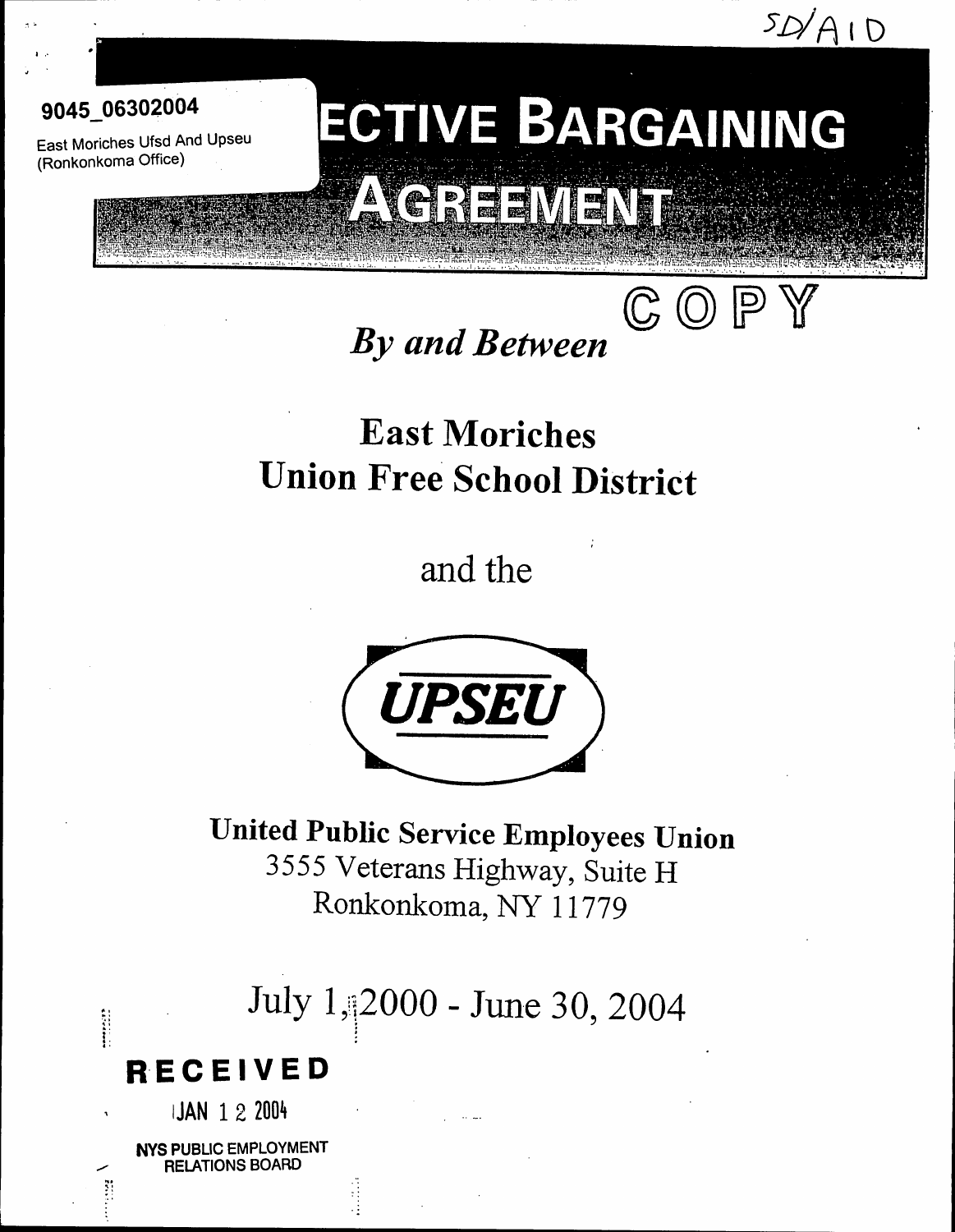SD/AID

9045_06302004

East Moriches Ufsd And Upseu (Ronkonkoma Office)

# ECTIVE BARGAINING AGREEMENT

COPY

## *By and Between*

## East Moriches Union Free School District

and the

UPSEU

**United Public Service Employees Union**
3555 Veterans Highway, Suite H
Ronkonkoma, NY 11779

July 1, 2000 - June 30, 2004

**RECEIVED**
JAN 12 2004
NYS PUBLIC EMPLOYMENT RELATIONS BOARD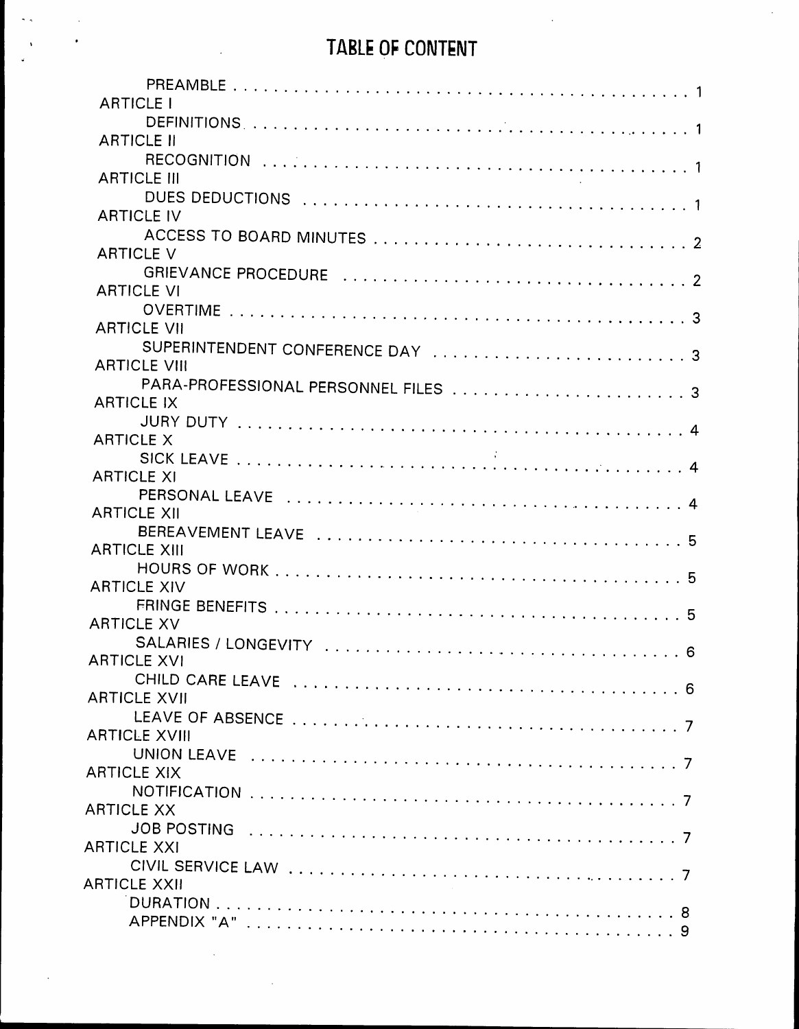# TABLE OF CONTENT

| | |
|---|---|
| PREAMBLE | 1 |
| ARTICLE I | |
| DEFINITIONS | 1 |
| ARTICLE II | |
| RECOGNITION | 1 |
| ARTICLE III | |
| DUES DEDUCTIONS | 1 |
| ARTICLE IV | |
| ACCESS TO BOARD MINUTES | 2 |
| ARTICLE V | |
| GRIEVANCE PROCEDURE | 2 |
| ARTICLE VI | |
| OVERTIME | 3 |
| ARTICLE VII | |
| SUPERINTENDENT CONFERENCE DAY | 3 |
| ARTICLE VIII | |
| PARA-PROFESSIONAL PERSONNEL FILES | 3 |
| ARTICLE IX | |
| JURY DUTY | 4 |
| ARTICLE X | |
| SICK LEAVE | 4 |
| ARTICLE XI | |
| PERSONAL LEAVE | 4 |
| ARTICLE XII | |
| BEREAVEMENT LEAVE | 5 |
| ARTICLE XIII | |
| HOURS OF WORK | 5 |
| ARTICLE XIV | |
| FRINGE BENEFITS | 5 |
| ARTICLE XV | |
| SALARIES / LONGEVITY | 6 |
| ARTICLE XVI | |
| CHILD CARE LEAVE | 6 |
| ARTICLE XVII | |
| LEAVE OF ABSENCE | 7 |
| ARTICLE XVIII | |
| UNION LEAVE | 7 |
| ARTICLE XIX | |
| NOTIFICATION | 7 |
| ARTICLE XX | |
| JOB POSTING | 7 |
| ARTICLE XXI | |
| CIVIL SERVICE LAW | 7 |
| ARTICLE XXII | |
| DURATION | 8 |
| APPENDIX "A" | 9 |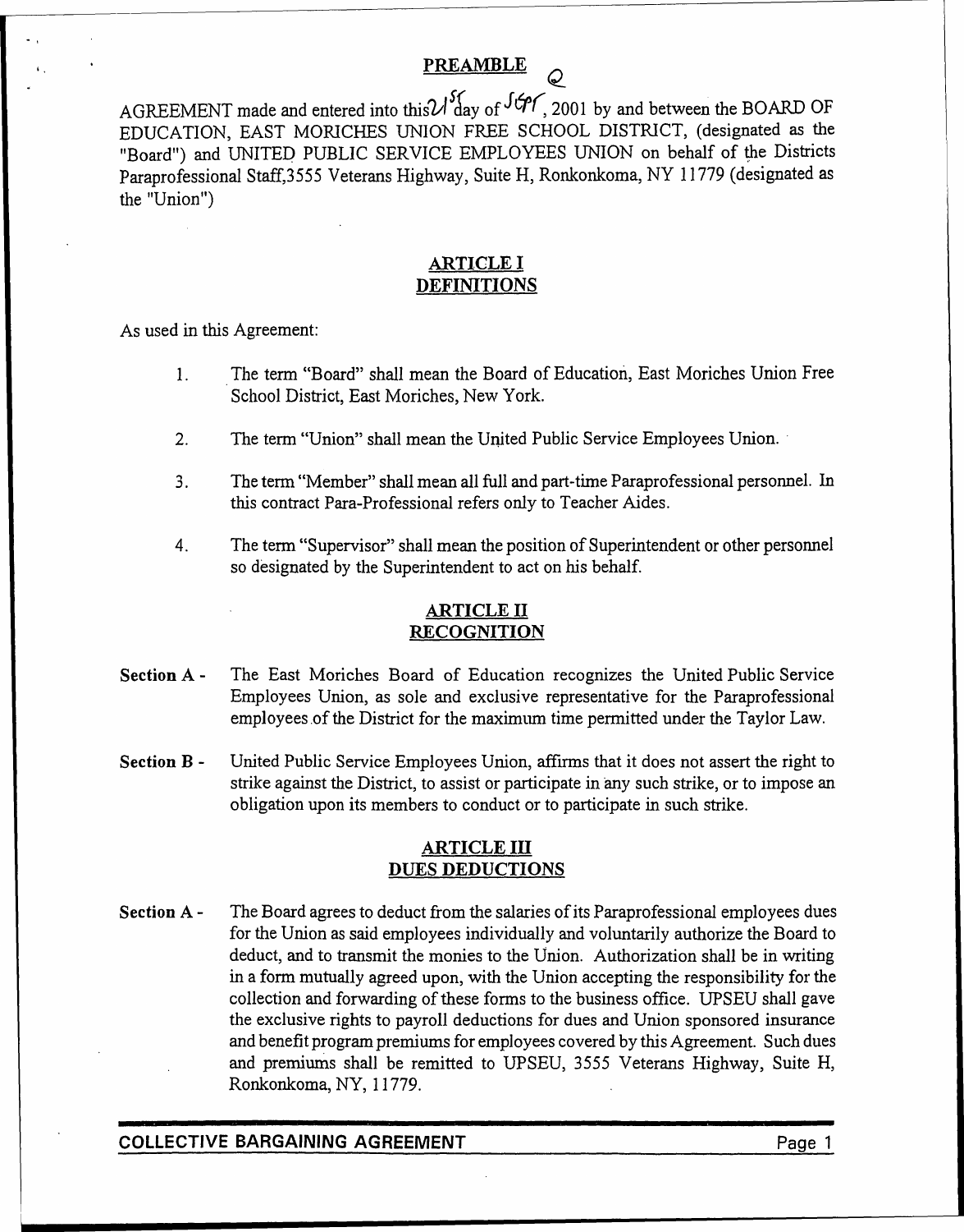## PREAMBLE

AGREEMENT made and entered into this 21st day of Sept, 2001 by and between the BOARD OF EDUCATION, EAST MORICHES UNION FREE SCHOOL DISTRICT, (designated as the "Board") and UNITED PUBLIC SERVICE EMPLOYEES UNION on behalf of the Districts Paraprofessional Staff,3555 Veterans Highway, Suite H, Ronkonkoma, NY 11779 (designated as the "Union")

## ARTICLE I
## DEFINITIONS

As used in this Agreement:

1. The term "Board" shall mean the Board of Education, East Moriches Union Free School District, East Moriches, New York.
2. The term "Union" shall mean the United Public Service Employees Union.
3. The term "Member" shall mean all full and part-time Paraprofessional personnel. In this contract Para-Professional refers only to Teacher Aides.
4. The term "Supervisor" shall mean the position of Superintendent or other personnel so designated by the Superintendent to act on his behalf.

## ARTICLE II
## RECOGNITION

**Section A -** The East Moriches Board of Education recognizes the United Public Service Employees Union, as sole and exclusive representative for the Paraprofessional employees of the District for the maximum time permitted under the Taylor Law.

**Section B -** United Public Service Employees Union, affirms that it does not assert the right to strike against the District, to assist or participate in any such strike, or to impose an obligation upon its members to conduct or to participate in such strike.

## ARTICLE III
## DUES DEDUCTIONS

**Section A -** The Board agrees to deduct from the salaries of its Paraprofessional employees dues for the Union as said employees individually and voluntarily authorize the Board to deduct, and to transmit the monies to the Union. Authorization shall be in writing in a form mutually agreed upon, with the Union accepting the responsibility for the collection and forwarding of these forms to the business office. UPSEU shall gave the exclusive rights to payroll deductions for dues and Union sponsored insurance and benefit program premiums for employees covered by this Agreement. Such dues and premiums shall be remitted to UPSEU, 3555 Veterans Highway, Suite H, Ronkonkoma, NY, 11779.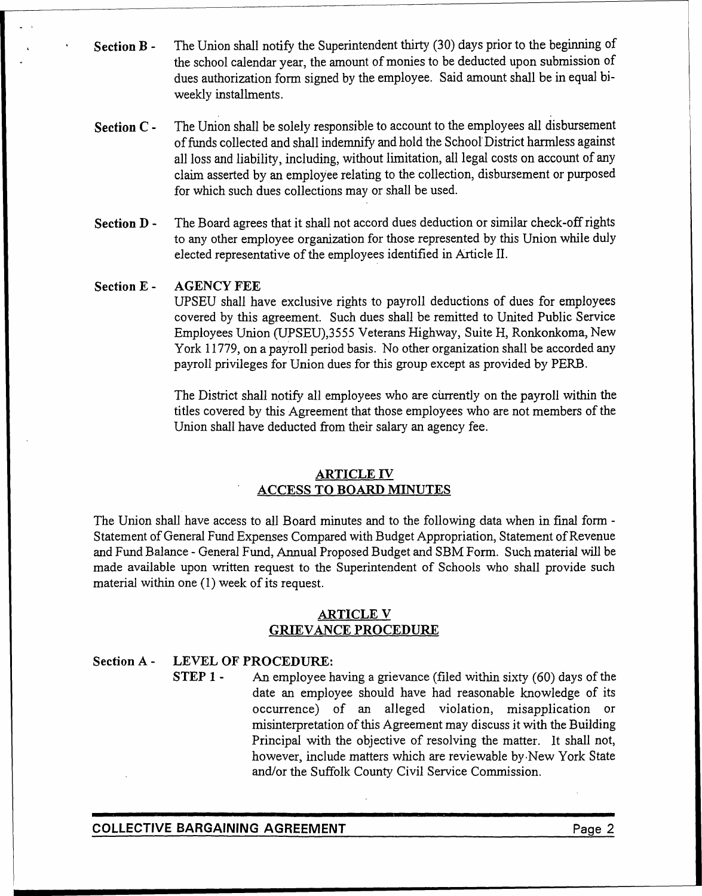**Section B -** The Union shall notify the Superintendent thirty (30) days prior to the beginning of the school calendar year, the amount of monies to be deducted upon submission of dues authorization form signed by the employee. Said amount shall be in equal bi-weekly installments.

**Section C -** The Union shall be solely responsible to account to the employees all disbursement of funds collected and shall indemnify and hold the School District harmless against all loss and liability, including, without limitation, all legal costs on account of any claim asserted by an employee relating to the collection, disbursement or purposed for which such dues collections may or shall be used.

**Section D -** The Board agrees that it shall not accord dues deduction or similar check-off rights to any other employee organization for those represented by this Union while duly elected representative of the employees identified in Article II.

**Section E - AGENCY FEE**

UPSEU shall have exclusive rights to payroll deductions of dues for employees covered by this agreement. Such dues shall be remitted to United Public Service Employees Union (UPSEU),3555 Veterans Highway, Suite H, Ronkonkoma, New York 11779, on a payroll period basis. No other organization shall be accorded any payroll privileges for Union dues for this group except as provided by PERB.

The District shall notify all employees who are currently on the payroll within the titles covered by this Agreement that those employees who are not members of the Union shall have deducted from their salary an agency fee.

## ARTICLE IV
## ACCESS TO BOARD MINUTES

The Union shall have access to all Board minutes and to the following data when in final form - Statement of General Fund Expenses Compared with Budget Appropriation, Statement of Revenue and Fund Balance - General Fund, Annual Proposed Budget and SBM Form. Such material will be made available upon written request to the Superintendent of Schools who shall provide such material within one (1) week of its request.

## ARTICLE V
## GRIEVANCE PROCEDURE

**Section A - LEVEL OF PROCEDURE:**

**STEP 1 -** An employee having a grievance (filed within sixty (60) days of the date an employee should have had reasonable knowledge of its occurrence) of an alleged violation, misapplication or misinterpretation of this Agreement may discuss it with the Building Principal with the objective of resolving the matter. It shall not, however, include matters which are reviewable by New York State and/or the Suffolk County Civil Service Commission.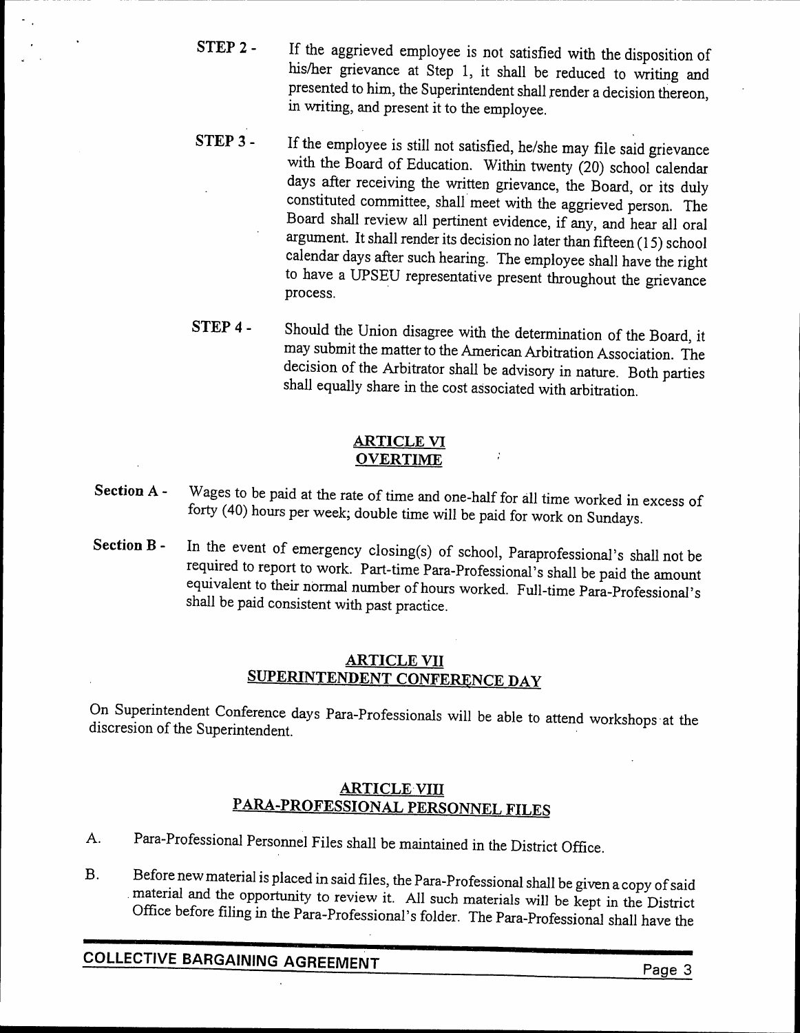**STEP 2 -** If the aggrieved employee is not satisfied with the disposition of his/her grievance at Step 1, it shall be reduced to writing and presented to him, the Superintendent shall render a decision thereon, in writing, and present it to the employee.

**STEP 3 -** If the employee is still not satisfied, he/she may file said grievance with the Board of Education. Within twenty (20) school calendar days after receiving the written grievance, the Board, or its duly constituted committee, shall meet with the aggrieved person. The Board shall review all pertinent evidence, if any, and hear all oral argument. It shall render its decision no later than fifteen (15) school calendar days after such hearing. The employee shall have the right to have a UPSEU representative present throughout the grievance process.

**STEP 4 -** Should the Union disagree with the determination of the Board, it may submit the matter to the American Arbitration Association. The decision of the Arbitrator shall be advisory in nature. Both parties shall equally share in the cost associated with arbitration.

## ARTICLE VI
## OVERTIME

**Section A -** Wages to be paid at the rate of time and one-half for all time worked in excess of forty (40) hours per week; double time will be paid for work on Sundays.

**Section B -** In the event of emergency closing(s) of school, Paraprofessional's shall not be required to report to work. Part-time Para-Professional's shall be paid the amount equivalent to their normal number of hours worked. Full-time Para-Professional's shall be paid consistent with past practice.

## ARTICLE VII
## SUPERINTENDENT CONFERENCE DAY

On Superintendent Conference days Para-Professionals will be able to attend workshops at the discresion of the Superintendent.

## ARTICLE VIII
## PARA-PROFESSIONAL PERSONNEL FILES

A. Para-Professional Personnel Files shall be maintained in the District Office.

B. Before new material is placed in said files, the Para-Professional shall be given a copy of said material and the opportunity to review it. All such materials will be kept in the District Office before filing in the Para-Professional's folder. The Para-Professional shall have the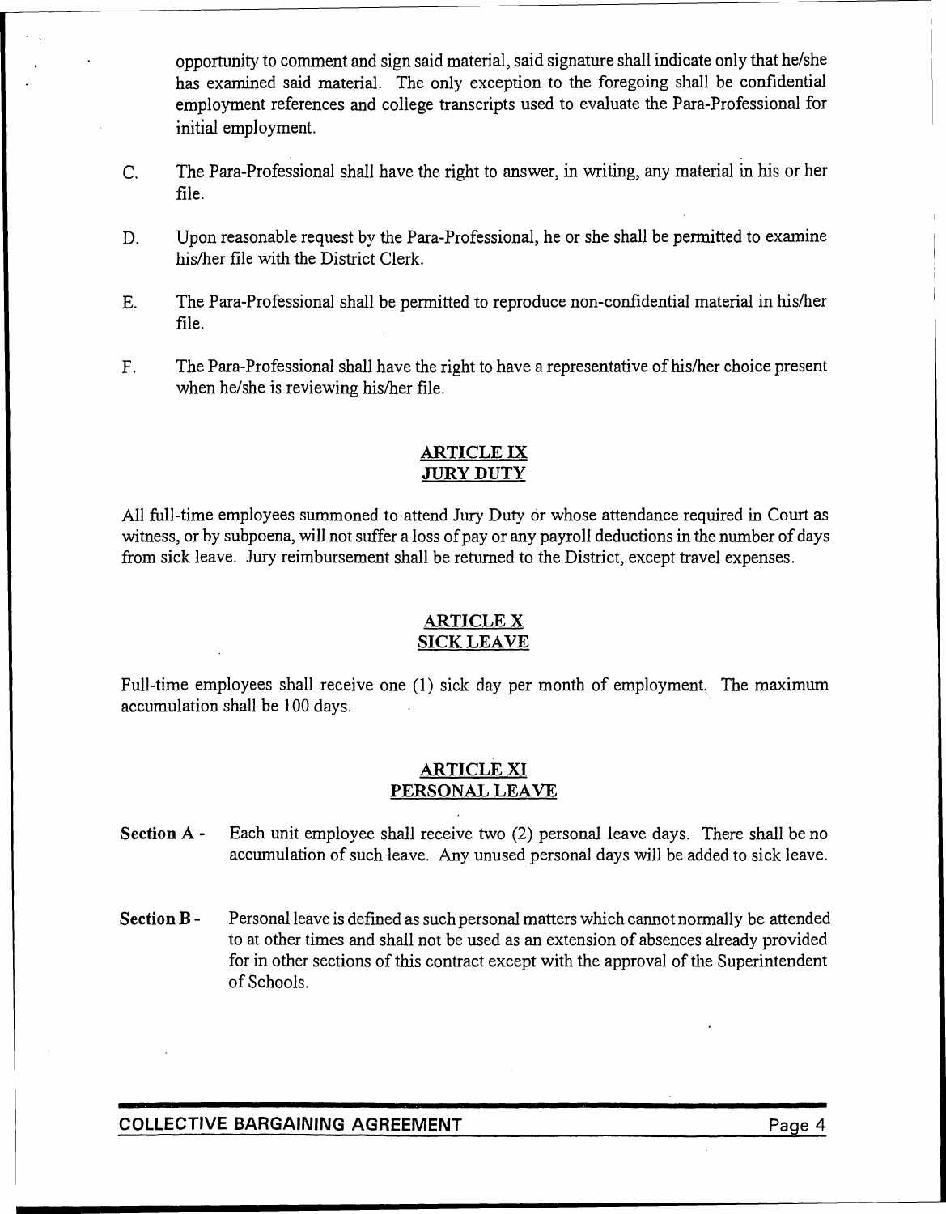opportunity to comment and sign said material, said signature shall indicate only that he/she has examined said material. The only exception to the foregoing shall be confidential employment references and college transcripts used to evaluate the Para-Professional for initial employment.

C. The Para-Professional shall have the right to answer, in writing, any material in his or her file.

D. Upon reasonable request by the Para-Professional, he or she shall be permitted to examine his/her file with the District Clerk.

E. The Para-Professional shall be permitted to reproduce non-confidential material in his/her file.

F. The Para-Professional shall have the right to have a representative of his/her choice present when he/she is reviewing his/her file.

## ARTICLE IX
## JURY DUTY

All full-time employees summoned to attend Jury Duty or whose attendance required in Court as witness, or by subpoena, will not suffer a loss of pay or any payroll deductions in the number of days from sick leave. Jury reimbursement shall be returned to the District, except travel expenses.

## ARTICLE X
## SICK LEAVE

Full-time employees shall receive one (1) sick day per month of employment. The maximum accumulation shall be 100 days.

## ARTICLE XI
## PERSONAL LEAVE

**Section A -** Each unit employee shall receive two (2) personal leave days. There shall be no accumulation of such leave. Any unused personal days will be added to sick leave.

**Section B -** Personal leave is defined as such personal matters which cannot normally be attended to at other times and shall not be used as an extension of absences already provided for in other sections of this contract except with the approval of the Superintendent of Schools.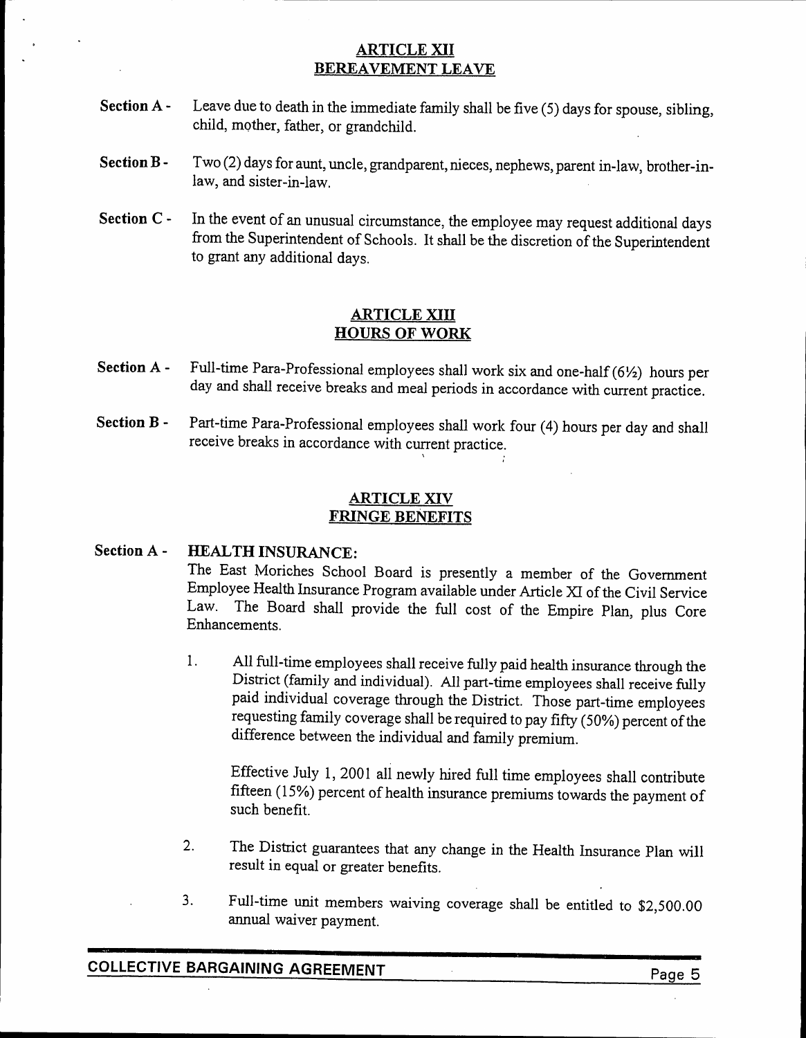## ARTICLE XII
## BEREAVEMENT LEAVE

**Section A -** Leave due to death in the immediate family shall be five (5) days for spouse, sibling, child, mother, father, or grandchild.

**Section B -** Two (2) days for aunt, uncle, grandparent, nieces, nephews, parent in-law, brother-in-law, and sister-in-law.

**Section C -** In the event of an unusual circumstance, the employee may request additional days from the Superintendent of Schools. It shall be the discretion of the Superintendent to grant any additional days.

## ARTICLE XIII
## HOURS OF WORK

**Section A -** Full-time Para-Professional employees shall work six and one-half (6½) hours per day and shall receive breaks and meal periods in accordance with current practice.

**Section B -** Part-time Para-Professional employees shall work four (4) hours per day and shall receive breaks in accordance with current practice.

## ARTICLE XIV
## FRINGE BENEFITS

**Section A - HEALTH INSURANCE:**

The East Moriches School Board is presently a member of the Government Employee Health Insurance Program available under Article XI of the Civil Service Law. The Board shall provide the full cost of the Empire Plan, plus Core Enhancements.

1. All full-time employees shall receive fully paid health insurance through the District (family and individual). All part-time employees shall receive fully paid individual coverage through the District. Those part-time employees requesting family coverage shall be required to pay fifty (50%) percent of the difference between the individual and family premium.

   Effective July 1, 2001 all newly hired full time employees shall contribute fifteen (15%) percent of health insurance premiums towards the payment of such benefit.

2. The District guarantees that any change in the Health Insurance Plan will result in equal or greater benefits.

3. Full-time unit members waiving coverage shall be entitled to $2,500.00 annual waiver payment.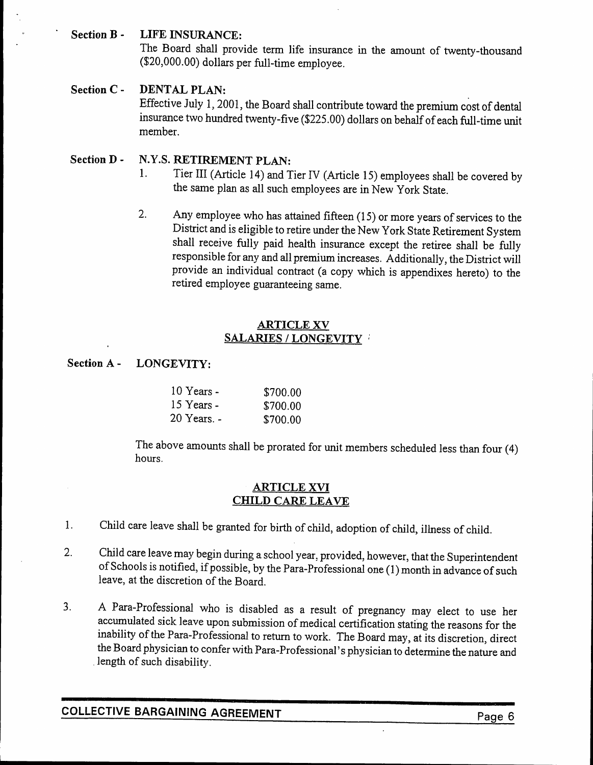**Section B - LIFE INSURANCE:**

The Board shall provide term life insurance in the amount of twenty-thousand ($20,000.00) dollars per full-time employee.

**Section C - DENTAL PLAN:**

Effective July 1, 2001, the Board shall contribute toward the premium cost of dental insurance two hundred twenty-five ($225.00) dollars on behalf of each full-time unit member.

**Section D - N.Y.S. RETIREMENT PLAN:**

1. Tier III (Article 14) and Tier IV (Article 15) employees shall be covered by the same plan as all such employees are in New York State.

2. Any employee who has attained fifteen (15) or more years of services to the District and is eligible to retire under the New York State Retirement System shall receive fully paid health insurance except the retiree shall be fully responsible for any and all premium increases. Additionally, the District will provide an individual contract (a copy which is appendixes hereto) to the retired employee guaranteeing same.

## ARTICLE XV
## SALARIES / LONGEVITY

**Section A - LONGEVITY:**

| | |
|---|---|
| 10 Years - | $700.00 |
| 15 Years - | $700.00 |
| 20 Years. - | $700.00 |

The above amounts shall be prorated for unit members scheduled less than four (4) hours.

## ARTICLE XVI
## CHILD CARE LEAVE

1. Child care leave shall be granted for birth of child, adoption of child, illness of child.

2. Child care leave may begin during a school year, provided, however, that the Superintendent of Schools is notified, if possible, by the Para-Professional one (1) month in advance of such leave, at the discretion of the Board.

3. A Para-Professional who is disabled as a result of pregnancy may elect to use her accumulated sick leave upon submission of medical certification stating the reasons for the inability of the Para-Professional to return to work. The Board may, at its discretion, direct the Board physician to confer with Para-Professional's physician to determine the nature and length of such disability.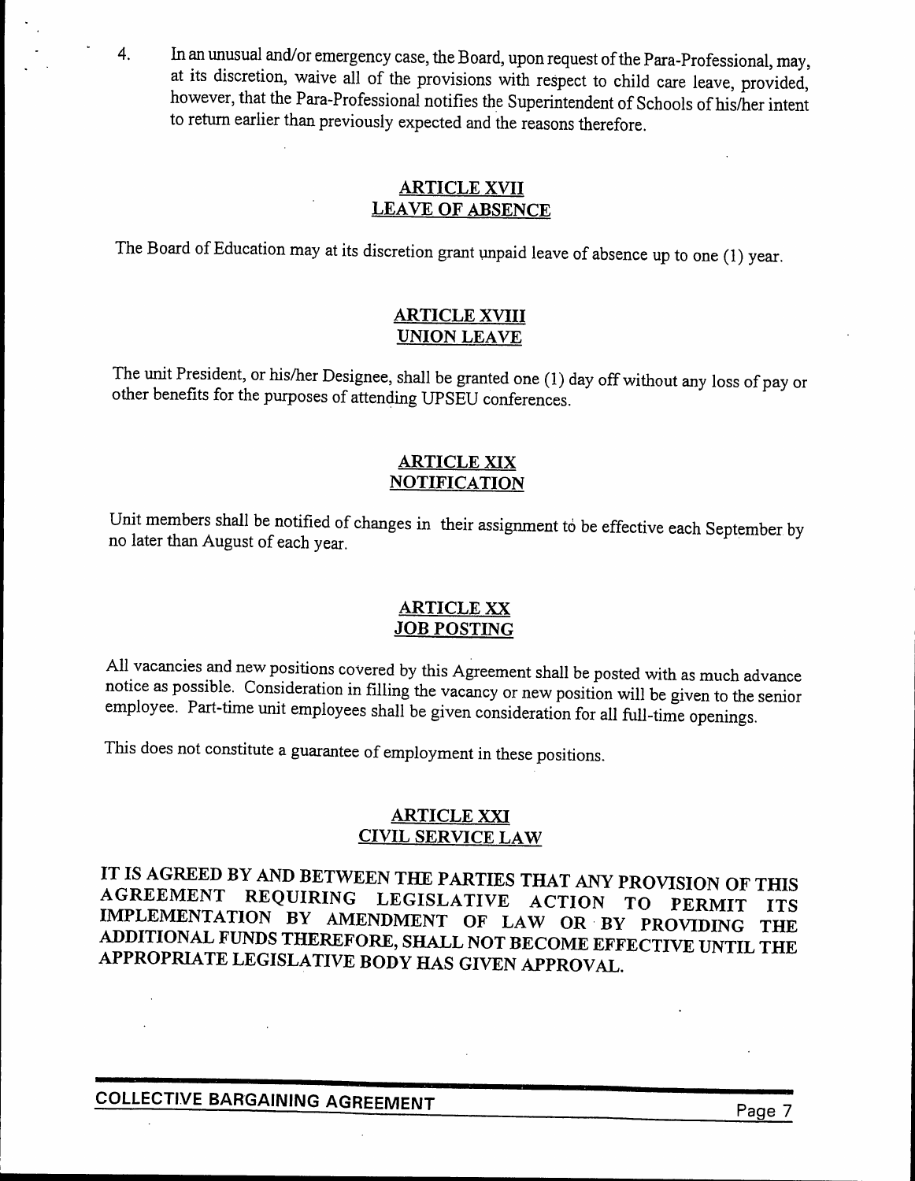4. In an unusual and/or emergency case, the Board, upon request of the Para-Professional, may, at its discretion, waive all of the provisions with respect to child care leave, provided, however, that the Para-Professional notifies the Superintendent of Schools of his/her intent to return earlier than previously expected and the reasons therefore.

## ARTICLE XVII
## LEAVE OF ABSENCE

The Board of Education may at its discretion grant unpaid leave of absence up to one (1) year.

## ARTICLE XVIII
## UNION LEAVE

The unit President, or his/her Designee, shall be granted one (1) day off without any loss of pay or other benefits for the purposes of attending UPSEU conferences.

## ARTICLE XIX
## NOTIFICATION

Unit members shall be notified of changes in their assignment to be effective each September by no later than August of each year.

## ARTICLE XX
## JOB POSTING

All vacancies and new positions covered by this Agreement shall be posted with as much advance notice as possible. Consideration in filling the vacancy or new position will be given to the senior employee. Part-time unit employees shall be given consideration for all full-time openings.

This does not constitute a guarantee of employment in these positions.

## ARTICLE XXI
## CIVIL SERVICE LAW

**IT IS AGREED BY AND BETWEEN THE PARTIES THAT ANY PROVISION OF THIS AGREEMENT REQUIRING LEGISLATIVE ACTION TO PERMIT ITS IMPLEMENTATION BY AMENDMENT OF LAW OR BY PROVIDING THE ADDITIONAL FUNDS THEREFORE, SHALL NOT BECOME EFFECTIVE UNTIL THE APPROPRIATE LEGISLATIVE BODY HAS GIVEN APPROVAL.**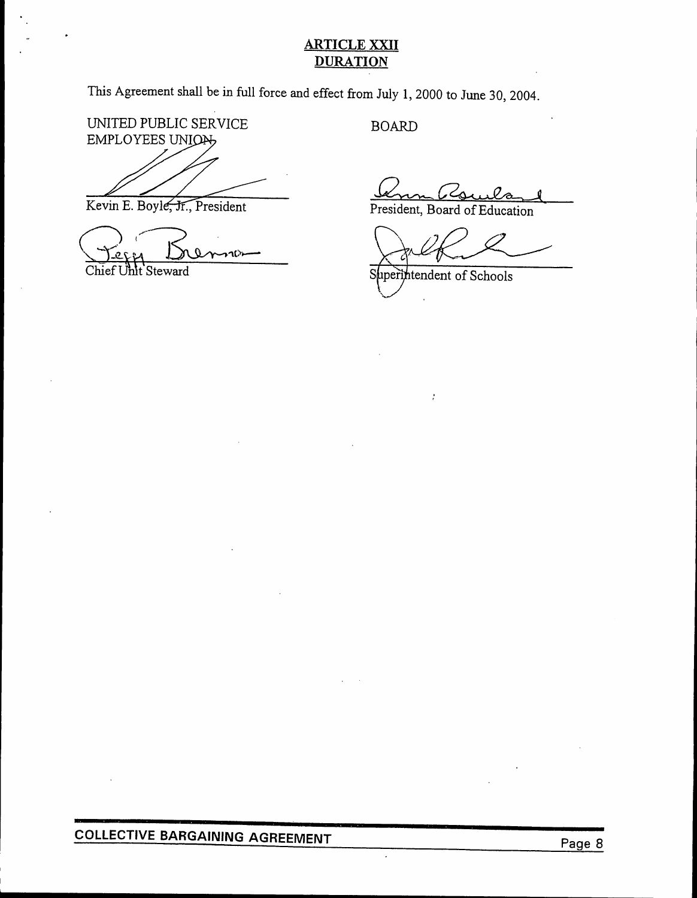## ARTICLE XXII
## DURATION

This Agreement shall be in full force and effect from July 1, 2000 to June 30, 2004.

UNITED PUBLIC SERVICE EMPLOYEES UNION

Kevin E. Boyle, Jr., President

Chief Unit Steward

BOARD

President, Board of Education

Superintendent of Schools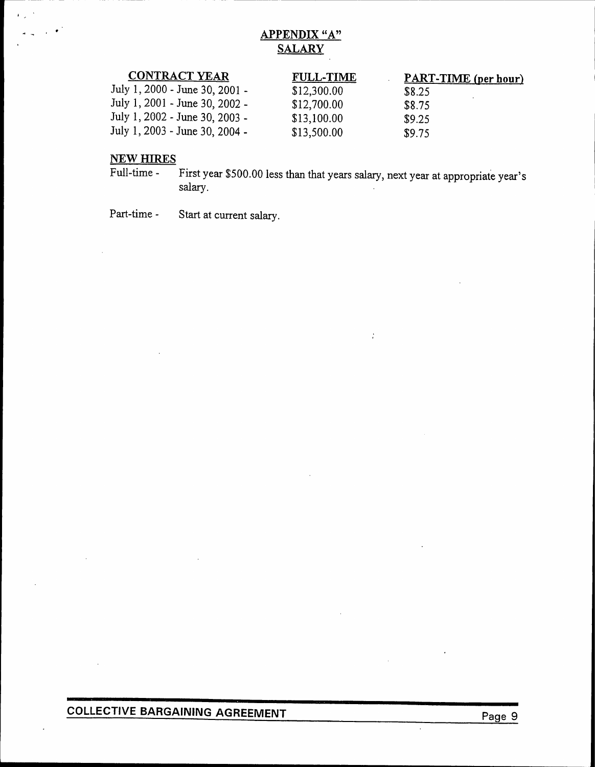# APPENDIX "A"
## SALARY

| CONTRACT YEAR | FULL-TIME | PART-TIME (per hour) |
|---|---|---|
| July 1, 2000 - June 30, 2001 - | $12,300.00 | $8.25 |
| July 1, 2001 - June 30, 2002 - | $12,700.00 | $8.75 |
| July 1, 2002 - June 30, 2003 - | $13,100.00 | $9.25 |
| July 1, 2003 - June 30, 2004 - | $13,500.00 | $9.75 |

**NEW HIRES**

Full-time - First year $500.00 less than that years salary, next year at appropriate year's salary.

Part-time - Start at current salary.